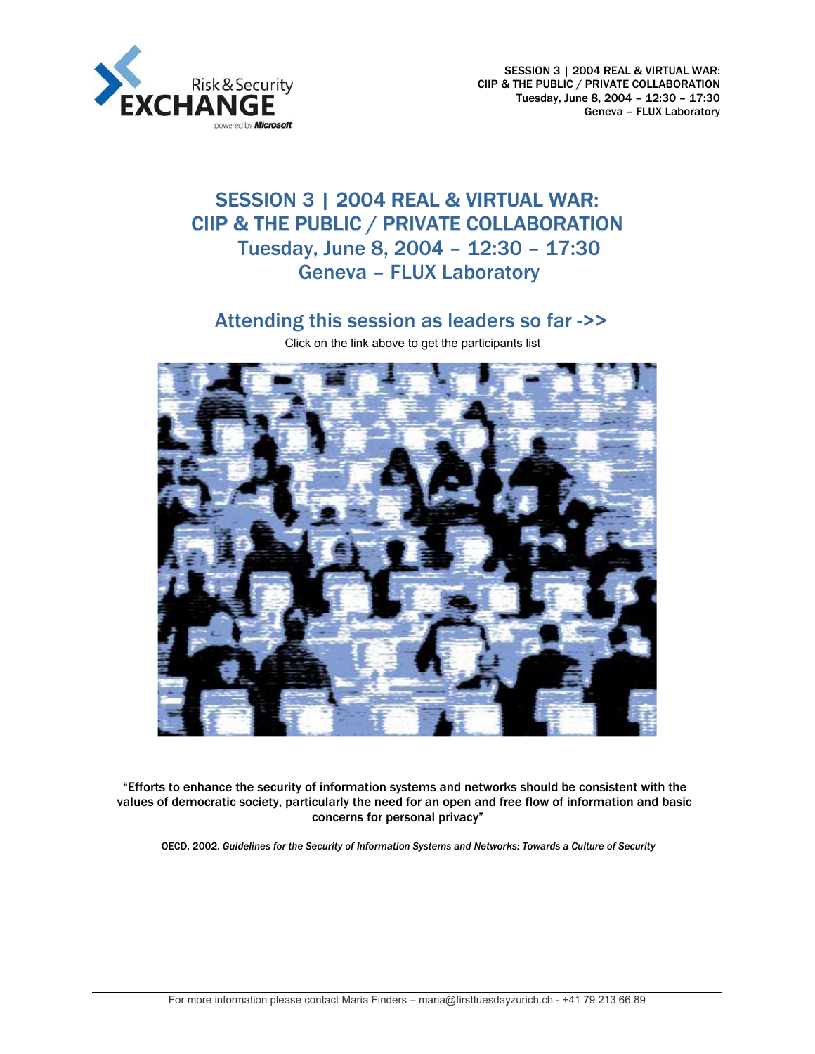# SESSION 3 | 2004 REAL & VIRTUAL WAR: CIIP & THE PUBLIC / PRIVATE COLLABORATION

## Tuesday, June 8, 2004 – 12:30 – 17:30

## Geneva – FLUX Laboratory

## Attending this session as leaders so far ->>

Click on the link above to get the participants list

**"Efforts to enhance the security of information systems and networks should be consistent with the values of democratic society, particularly the need for an open and free flow of information and basic concerns for personal privacy"**

OECD. 2002. *Guidelines for the Security of Information Systems and Networks: Towards a Culture of Security*

For more information please contact Maria Finders – maria@firsttuesdayzurich.ch - +41 79 213 66 89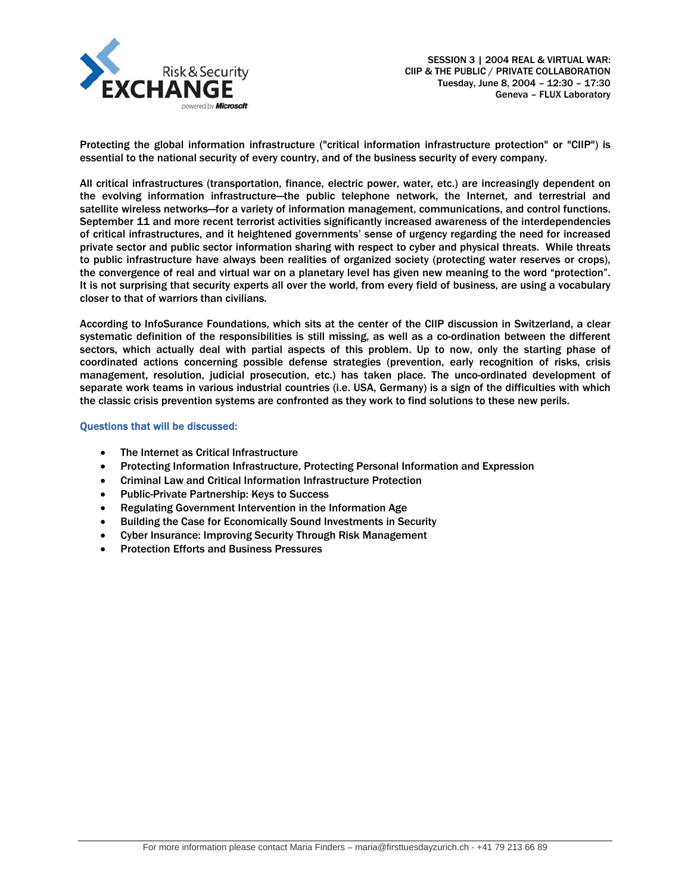SESSION 3 | 2004 REAL & VIRTUAL WAR:
CIIP & THE PUBLIC / PRIVATE COLLABORATION
Tuesday, June 8, 2004 – 12:30 – 17:30
Geneva – FLUX Laboratory

Protecting the global information infrastructure ("critical information infrastructure protection" or "CIIP") is essential to the national security of every country, and of the business security of every company.

All critical infrastructures (transportation, finance, electric power, water, etc.) are increasingly dependent on the evolving information infrastructure—the public telephone network, the Internet, and terrestrial and satellite wireless networks—for a variety of information management, communications, and control functions. September 11 and more recent terrorist activities significantly increased awareness of the interdependencies of critical infrastructures, and it heightened governments' sense of urgency regarding the need for increased private sector and public sector information sharing with respect to cyber and physical threats. While threats to public infrastructure have always been realities of organized society (protecting water reserves or crops), the convergence of real and virtual war on a planetary level has given new meaning to the word "protection". It is not surprising that security experts all over the world, from every field of business, are using a vocabulary closer to that of warriors than civilians.

According to InfoSurance Foundations, which sits at the center of the CIIP discussion in Switzerland, a clear systematic definition of the responsibilities is still missing, as well as a co-ordination between the different sectors, which actually deal with partial aspects of this problem. Up to now, only the starting phase of coordinated actions concerning possible defense strategies (prevention, early recognition of risks, crisis management, resolution, judicial prosecution, etc.) has taken place. The unco-ordinated development of separate work teams in various industrial countries (i.e. USA, Germany) is a sign of the difficulties with which the classic crisis prevention systems are confronted as they work to find solutions to these new perils.

### Questions that will be discussed:

- The Internet as Critical Infrastructure
- Protecting Information Infrastructure, Protecting Personal Information and Expression
- Criminal Law and Critical Information Infrastructure Protection
- Public-Private Partnership: Keys to Success
- Regulating Government Intervention in the Information Age
- Building the Case for Economically Sound Investments in Security
- Cyber Insurance: Improving Security Through Risk Management
- Protection Efforts and Business Pressures

For more information please contact Maria Finders – maria@firsttuesdayzurich.ch - +41 79 213 66 89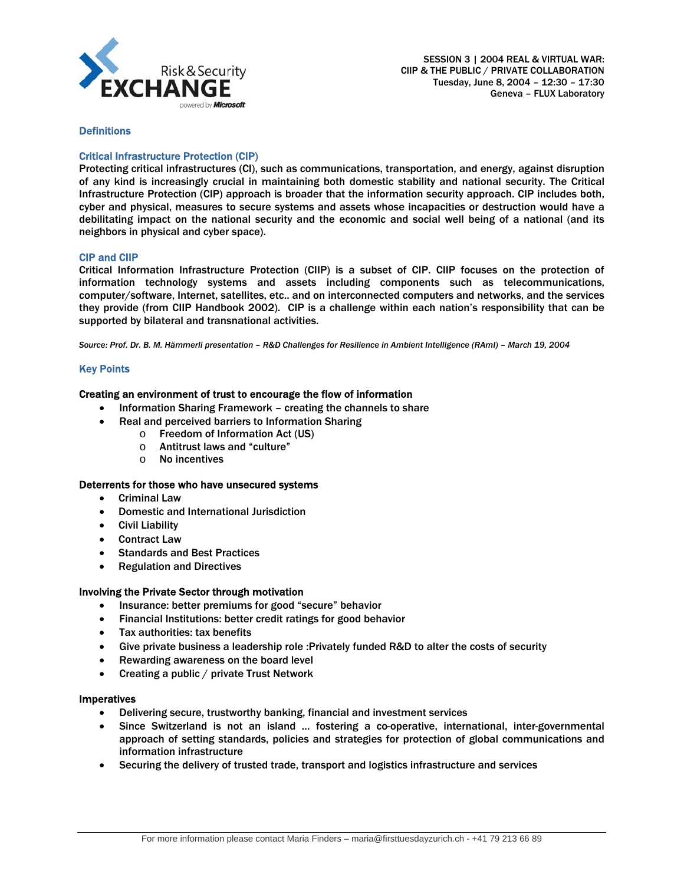SESSION 3 | 2004 REAL & VIRTUAL WAR:
CIIP & THE PUBLIC / PRIVATE COLLABORATION
Tuesday, June 8, 2004 – 12:30 – 17:30
Geneva – FLUX Laboratory

## Definitions

### Critical Infrastructure Protection (CIP)

Protecting critical infrastructures (CI), such as communications, transportation, and energy, against disruption of any kind is increasingly crucial in maintaining both domestic stability and national security. The Critical Infrastructure Protection (CIP) approach is broader that the information security approach. CIP includes both, cyber and physical, measures to secure systems and assets whose incapacities or destruction would have a debilitating impact on the national security and the economic and social well being of a national (and its neighbors in physical and cyber space).

### CIP and CIIP

Critical Information Infrastructure Protection (CIIP) is a subset of CIP. CIIP focuses on the protection of information technology systems and assets including components such as telecommunications, computer/software, Internet, satellites, etc.. and on interconnected computers and networks, and the services they provide (from CIIP Handbook 2002). CIP is a challenge within each nation's responsibility that can be supported by bilateral and transnational activities.

*Source: Prof. Dr. B. M. Hämmerli presentation – R&D Challenges for Resilience in Ambient Intelligence (RAmI) – March 19, 2004*

## Key Points

**Creating an environment of trust to encourage the flow of information**

- Information Sharing Framework – creating the channels to share
- Real and perceived barriers to Information Sharing
  - Freedom of Information Act (US)
  - Antitrust laws and "culture"
  - No incentives

**Deterrents for those who have unsecured systems**

- Criminal Law
- Domestic and International Jurisdiction
- Civil Liability
- Contract Law
- Standards and Best Practices
- Regulation and Directives

**Involving the Private Sector through motivation**

- Insurance: better premiums for good "secure" behavior
- Financial Institutions: better credit ratings for good behavior
- Tax authorities: tax benefits
- Give private business a leadership role :Privately funded R&D to alter the costs of security
- Rewarding awareness on the board level
- Creating a public / private Trust Network

**Imperatives**

- Delivering secure, trustworthy banking, financial and investment services
- Since Switzerland is not an island ... fostering a co-operative, international, inter-governmental approach of setting standards, policies and strategies for protection of global communications and information infrastructure
- Securing the delivery of trusted trade, transport and logistics infrastructure and services

For more information please contact Maria Finders – maria@firsttuesdayzurich.ch - +41 79 213 66 89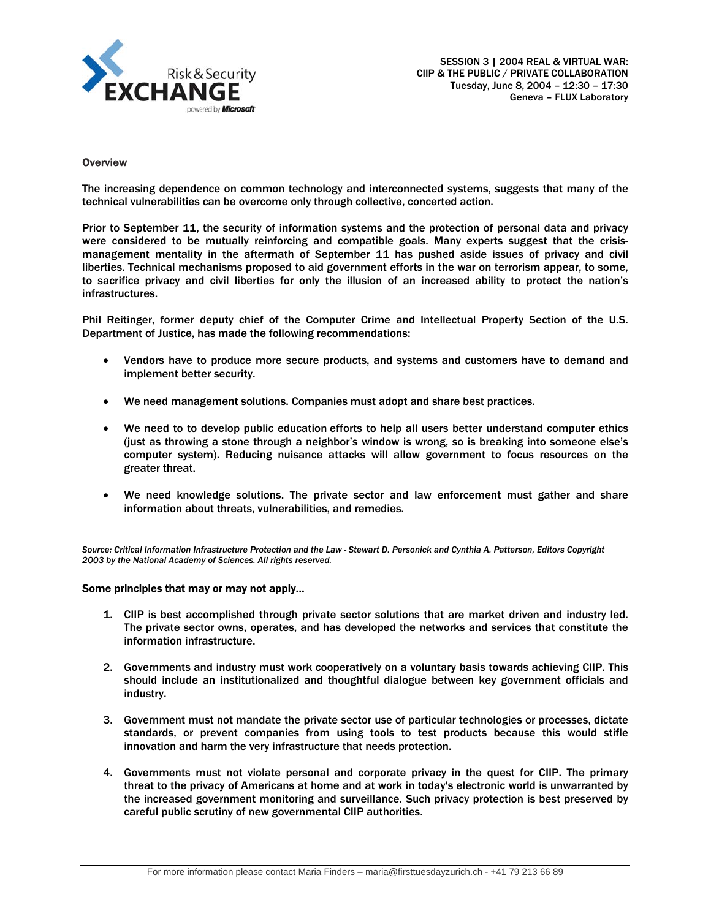SESSION 3 | 2004 REAL & VIRTUAL WAR: CIIP & THE PUBLIC / PRIVATE COLLABORATION
Tuesday, June 8, 2004 – 12:30 – 17:30
Geneva – FLUX Laboratory

## Overview

The increasing dependence on common technology and interconnected systems, suggests that many of the technical vulnerabilities can be overcome only through collective, concerted action.

Prior to September 11, the security of information systems and the protection of personal data and privacy were considered to be mutually reinforcing and compatible goals. Many experts suggest that the crisis-management mentality in the aftermath of September 11 has pushed aside issues of privacy and civil liberties. Technical mechanisms proposed to aid government efforts in the war on terrorism appear, to some, to sacrifice privacy and civil liberties for only the illusion of an increased ability to protect the nation's infrastructures.

Phil Reitinger, former deputy chief of the Computer Crime and Intellectual Property Section of the U.S. Department of Justice, has made the following recommendations:

- Vendors have to produce more secure products, and systems and customers have to demand and implement better security.
- We need management solutions. Companies must adopt and share best practices.
- We need to to develop public education efforts to help all users better understand computer ethics (just as throwing a stone through a neighbor's window is wrong, so is breaking into someone else's computer system). Reducing nuisance attacks will allow government to focus resources on the greater threat.
- We need knowledge solutions. The private sector and law enforcement must gather and share information about threats, vulnerabilities, and remedies.

*Source: Critical Information Infrastructure Protection and the Law - Stewart D. Personick and Cynthia A. Patterson, Editors Copyright 2003 by the National Academy of Sciences. All rights reserved.*

## Some principles that may or may not apply…

1. CIIP is best accomplished through private sector solutions that are market driven and industry led. The private sector owns, operates, and has developed the networks and services that constitute the information infrastructure.
2. Governments and industry must work cooperatively on a voluntary basis towards achieving CIIP. This should include an institutionalized and thoughtful dialogue between key government officials and industry.
3. Government must not mandate the private sector use of particular technologies or processes, dictate standards, or prevent companies from using tools to test products because this would stifle innovation and harm the very infrastructure that needs protection.
4. Governments must not violate personal and corporate privacy in the quest for CIIP. The primary threat to the privacy of Americans at home and at work in today's electronic world is unwarranted by the increased government monitoring and surveillance. Such privacy protection is best preserved by careful public scrutiny of new governmental CIIP authorities.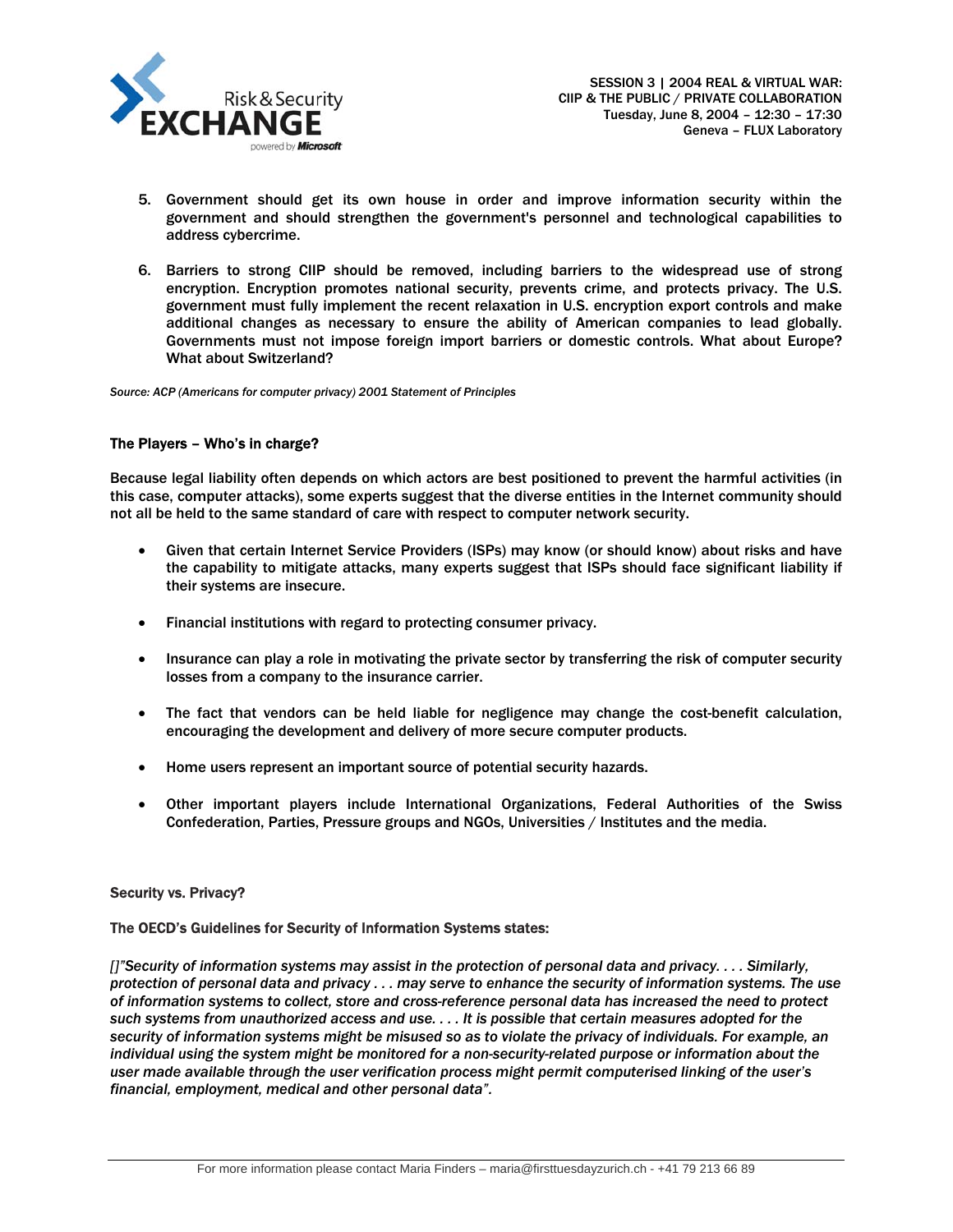5. Government should get its own house in order and improve information security within the government and should strengthen the government's personnel and technological capabilities to address cybercrime.

6. Barriers to strong CIIP should be removed, including barriers to the widespread use of strong encryption. Encryption promotes national security, prevents crime, and protects privacy. The U.S. government must fully implement the recent relaxation in U.S. encryption export controls and make additional changes as necessary to ensure the ability of American companies to lead globally. Governments must not impose foreign import barriers or domestic controls. What about Europe? What about Switzerland?

*Source: ACP (Americans for computer privacy) 2001 Statement of Principles*

**The Players – Who's in charge?**

Because legal liability often depends on which actors are best positioned to prevent the harmful activities (in this case, computer attacks), some experts suggest that the diverse entities in the Internet community should not all be held to the same standard of care with respect to computer network security.

- Given that certain Internet Service Providers (ISPs) may know (or should know) about risks and have the capability to mitigate attacks, many experts suggest that ISPs should face significant liability if their systems are insecure.
- Financial institutions with regard to protecting consumer privacy.
- Insurance can play a role in motivating the private sector by transferring the risk of computer security losses from a company to the insurance carrier.
- The fact that vendors can be held liable for negligence may change the cost-benefit calculation, encouraging the development and delivery of more secure computer products.
- Home users represent an important source of potential security hazards.
- Other important players include International Organizations, Federal Authorities of the Swiss Confederation, Parties, Pressure groups and NGOs, Universities / Institutes and the media.

**Security vs. Privacy?**

**The OECD's Guidelines for Security of Information Systems states:**

*[]"Security of information systems may assist in the protection of personal data and privacy. . . . Similarly, protection of personal data and privacy . . . may serve to enhance the security of information systems. The use of information systems to collect, store and cross-reference personal data has increased the need to protect such systems from unauthorized access and use. . . . It is possible that certain measures adopted for the security of information systems might be misused so as to violate the privacy of individuals. For example, an individual using the system might be monitored for a non-security-related purpose or information about the user made available through the user verification process might permit computerised linking of the user's financial, employment, medical and other personal data".*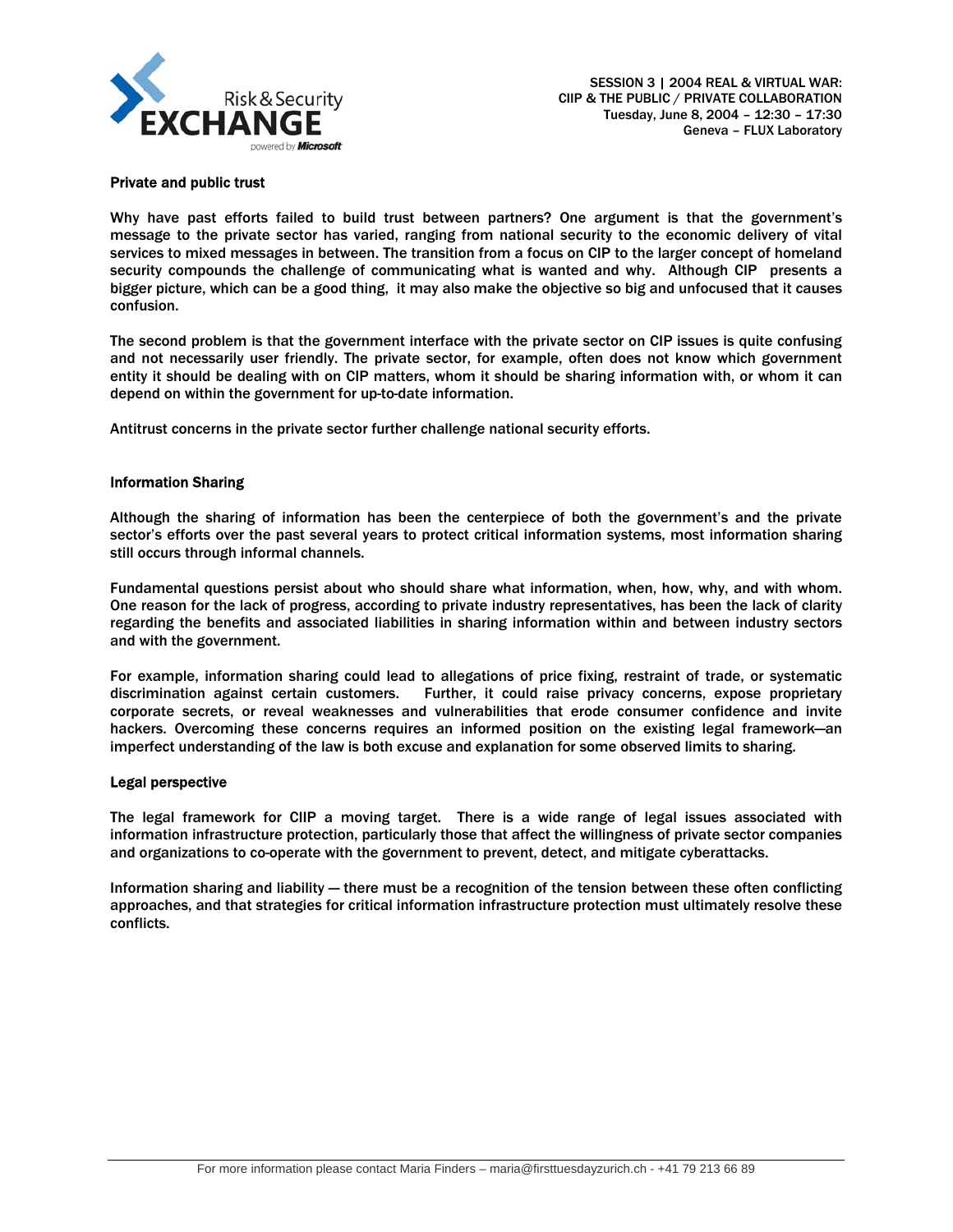### Private and public trust

Why have past efforts failed to build trust between partners? One argument is that the government's message to the private sector has varied, ranging from national security to the economic delivery of vital services to mixed messages in between. The transition from a focus on CIP to the larger concept of homeland security compounds the challenge of communicating what is wanted and why. Although CIP presents a bigger picture, which can be a good thing, it may also make the objective so big and unfocused that it causes confusion.

The second problem is that the government interface with the private sector on CIP issues is quite confusing and not necessarily user friendly. The private sector, for example, often does not know which government entity it should be dealing with on CIP matters, whom it should be sharing information with, or whom it can depend on within the government for up-to-date information.

Antitrust concerns in the private sector further challenge national security efforts.

### Information Sharing

Although the sharing of information has been the centerpiece of both the government's and the private sector's efforts over the past several years to protect critical information systems, most information sharing still occurs through informal channels.

Fundamental questions persist about who should share what information, when, how, why, and with whom. One reason for the lack of progress, according to private industry representatives, has been the lack of clarity regarding the benefits and associated liabilities in sharing information within and between industry sectors and with the government.

For example, information sharing could lead to allegations of price fixing, restraint of trade, or systematic discrimination against certain customers. Further, it could raise privacy concerns, expose proprietary corporate secrets, or reveal weaknesses and vulnerabilities that erode consumer confidence and invite hackers. Overcoming these concerns requires an informed position on the existing legal framework—an imperfect understanding of the law is both excuse and explanation for some observed limits to sharing.

### Legal perspective

The legal framework for CIIP a moving target. There is a wide range of legal issues associated with information infrastructure protection, particularly those that affect the willingness of private sector companies and organizations to co-operate with the government to prevent, detect, and mitigate cyberattacks.

Information sharing and liability — there must be a recognition of the tension between these often conflicting approaches, and that strategies for critical information infrastructure protection must ultimately resolve these conflicts.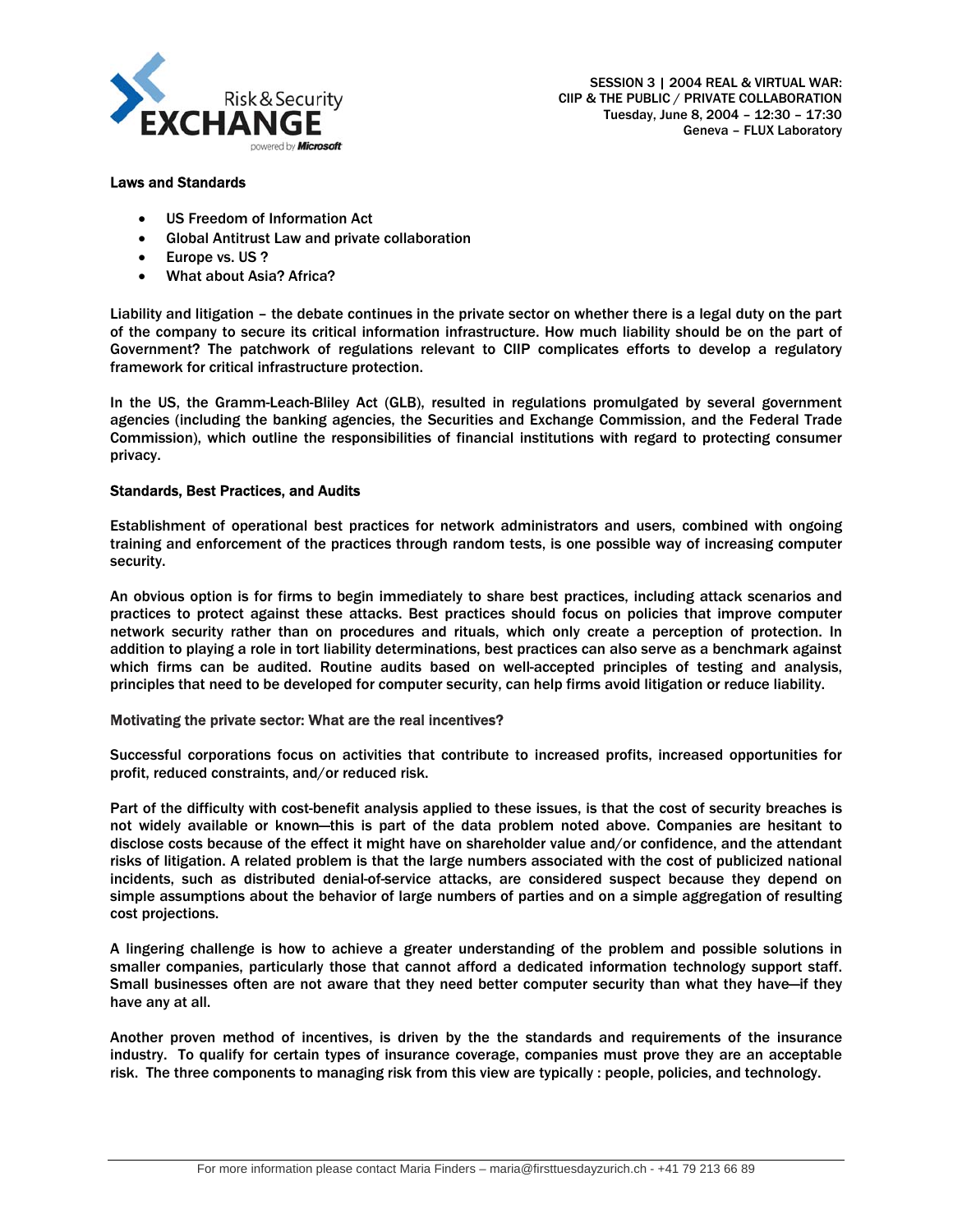## Laws and Standards

- US Freedom of Information Act
- Global Antitrust Law and private collaboration
- Europe vs. US ?
- What about Asia? Africa?

Liability and litigation – the debate continues in the private sector on whether there is a legal duty on the part of the company to secure its critical information infrastructure. How much liability should be on the part of Government? The patchwork of regulations relevant to CIIP complicates efforts to develop a regulatory framework for critical infrastructure protection.

In the US, the Gramm-Leach-Bliley Act (GLB), resulted in regulations promulgated by several government agencies (including the banking agencies, the Securities and Exchange Commission, and the Federal Trade Commission), which outline the responsibilities of financial institutions with regard to protecting consumer privacy.

## Standards, Best Practices, and Audits

Establishment of operational best practices for network administrators and users, combined with ongoing training and enforcement of the practices through random tests, is one possible way of increasing computer security.

An obvious option is for firms to begin immediately to share best practices, including attack scenarios and practices to protect against these attacks. Best practices should focus on policies that improve computer network security rather than on procedures and rituals, which only create a perception of protection. In addition to playing a role in tort liability determinations, best practices can also serve as a benchmark against which firms can be audited. Routine audits based on well-accepted principles of testing and analysis, principles that need to be developed for computer security, can help firms avoid litigation or reduce liability.

### Motivating the private sector: What are the real incentives?

Successful corporations focus on activities that contribute to increased profits, increased opportunities for profit, reduced constraints, and/or reduced risk.

Part of the difficulty with cost-benefit analysis applied to these issues, is that the cost of security breaches is not widely available or known—this is part of the data problem noted above. Companies are hesitant to disclose costs because of the effect it might have on shareholder value and/or confidence, and the attendant risks of litigation. A related problem is that the large numbers associated with the cost of publicized national incidents, such as distributed denial-of-service attacks, are considered suspect because they depend on simple assumptions about the behavior of large numbers of parties and on a simple aggregation of resulting cost projections.

A lingering challenge is how to achieve a greater understanding of the problem and possible solutions in smaller companies, particularly those that cannot afford a dedicated information technology support staff. Small businesses often are not aware that they need better computer security than what they have—if they have any at all.

Another proven method of incentives, is driven by the the standards and requirements of the insurance industry. To qualify for certain types of insurance coverage, companies must prove they are an acceptable risk. The three components to managing risk from this view are typically : people, policies, and technology.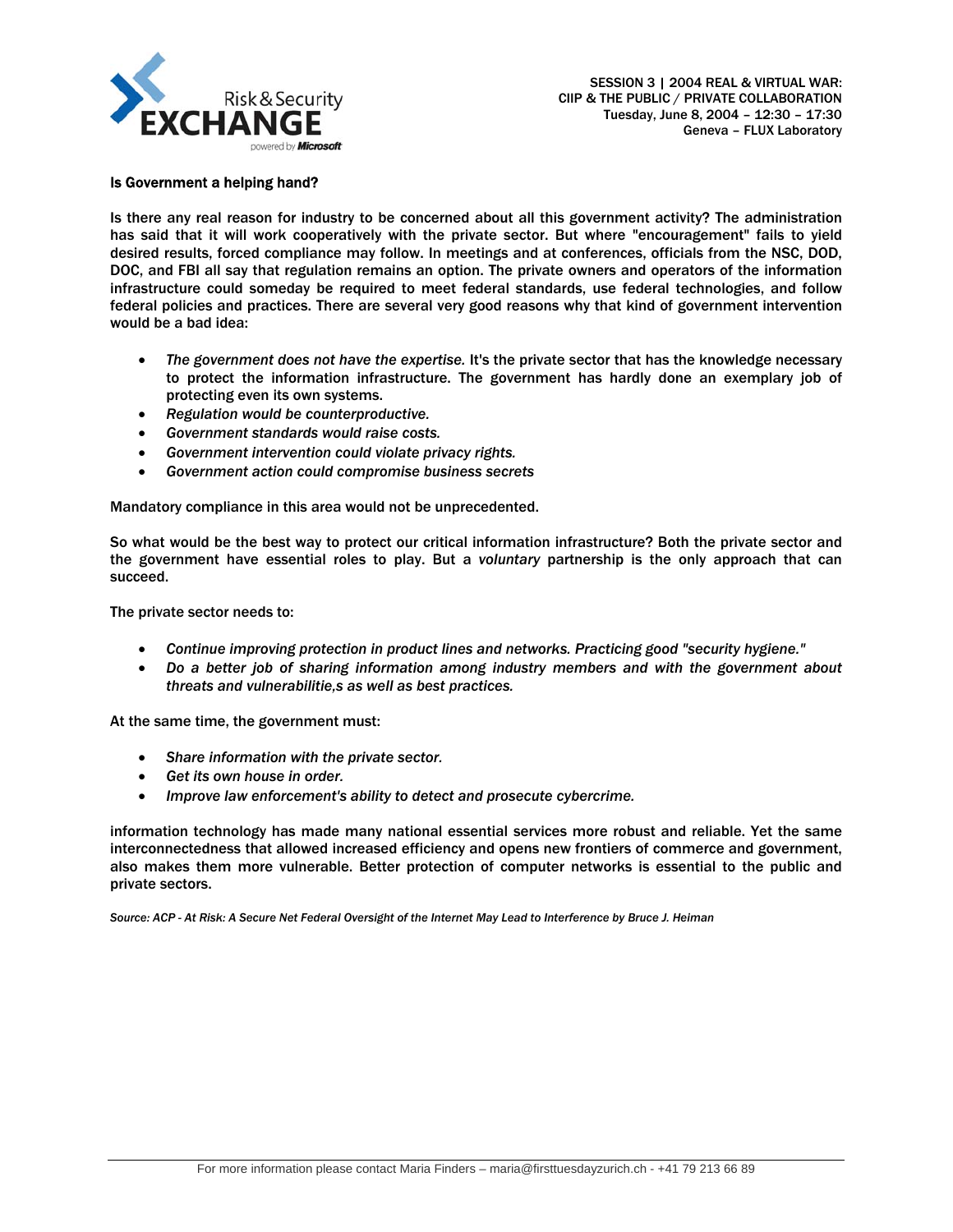**Is Government a helping hand?**

Is there any real reason for industry to be concerned about all this government activity? The administration has said that it will work cooperatively with the private sector. But where "encouragement" fails to yield desired results, forced compliance may follow. In meetings and at conferences, officials from the NSC, DOD, DOC, and FBI all say that regulation remains an option. The private owners and operators of the information infrastructure could someday be required to meet federal standards, use federal technologies, and follow federal policies and practices. There are several very good reasons why that kind of government intervention would be a bad idea:

- *The government does not have the expertise.* It's the private sector that has the knowledge necessary to protect the information infrastructure. The government has hardly done an exemplary job of protecting even its own systems.
- *Regulation would be counterproductive.*
- *Government standards would raise costs.*
- *Government intervention could violate privacy rights.*
- *Government action could compromise business secrets*

Mandatory compliance in this area would not be unprecedented.

So what would be the best way to protect our critical information infrastructure? Both the private sector and the government have essential roles to play. But a *voluntary* partnership is the only approach that can succeed.

The private sector needs to:

- *Continue improving protection in product lines and networks. Practicing good "security hygiene."*
- *Do a better job of sharing information among industry members and with the government about threats and vulnerabilitie,s as well as best practices.*

At the same time, the government must:

- *Share information with the private sector.*
- *Get its own house in order.*
- *Improve law enforcement's ability to detect and prosecute cybercrime.*

information technology has made many national essential services more robust and reliable. Yet the same interconnectedness that allowed increased efficiency and opens new frontiers of commerce and government, also makes them more vulnerable. Better protection of computer networks is essential to the public and private sectors.

*Source: ACP - At Risk: A Secure Net Federal Oversight of the Internet May Lead to Interference by Bruce J. Heiman*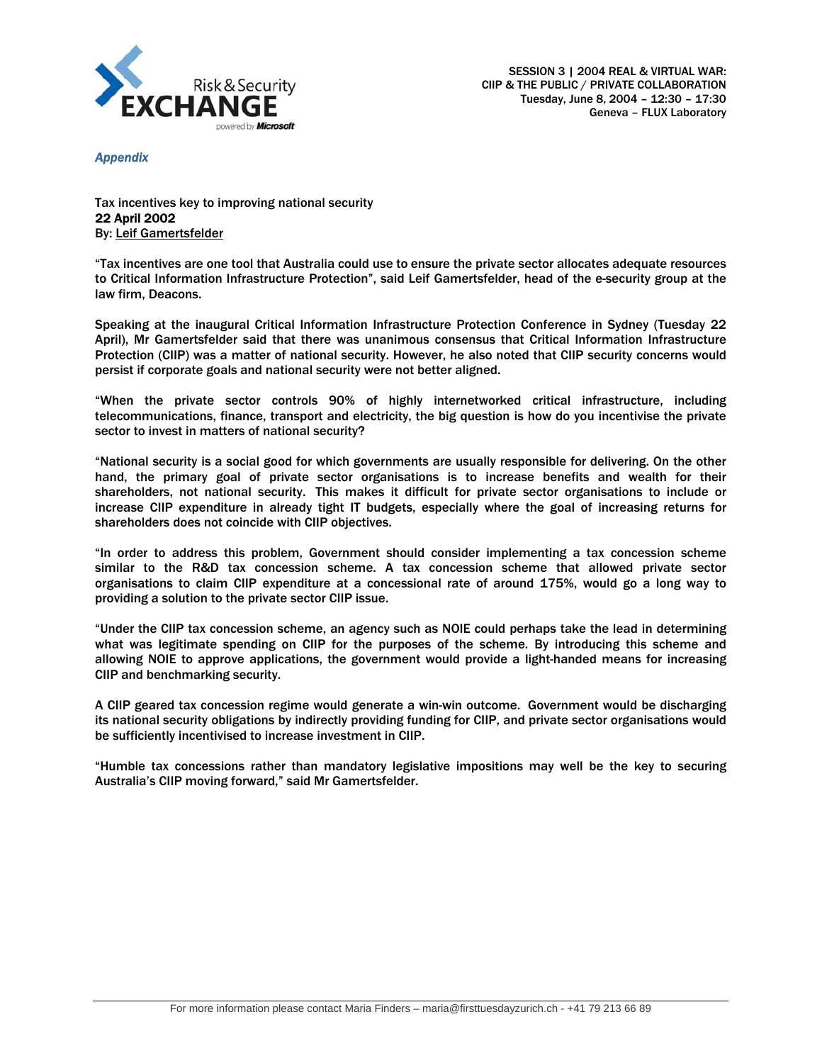*Appendix*

Tax incentives key to improving national security
**22 April 2002**
By: Leif Gamertsfelder

"Tax incentives are one tool that Australia could use to ensure the private sector allocates adequate resources to Critical Information Infrastructure Protection", said Leif Gamertsfelder, head of the e-security group at the law firm, Deacons.

Speaking at the inaugural Critical Information Infrastructure Protection Conference in Sydney (Tuesday 22 April), Mr Gamertsfelder said that there was unanimous consensus that Critical Information Infrastructure Protection (CIIP) was a matter of national security. However, he also noted that CIIP security concerns would persist if corporate goals and national security were not better aligned.

"When the private sector controls 90% of highly internetworked critical infrastructure, including telecommunications, finance, transport and electricity, the big question is how do you incentivise the private sector to invest in matters of national security?

"National security is a social good for which governments are usually responsible for delivering. On the other hand, the primary goal of private sector organisations is to increase benefits and wealth for their shareholders, not national security. This makes it difficult for private sector organisations to include or increase CIIP expenditure in already tight IT budgets, especially where the goal of increasing returns for shareholders does not coincide with CIIP objectives.

"In order to address this problem, Government should consider implementing a tax concession scheme similar to the R&D tax concession scheme. A tax concession scheme that allowed private sector organisations to claim CIIP expenditure at a concessional rate of around 175%, would go a long way to providing a solution to the private sector CIIP issue.

"Under the CIIP tax concession scheme, an agency such as NOIE could perhaps take the lead in determining what was legitimate spending on CIIP for the purposes of the scheme. By introducing this scheme and allowing NOIE to approve applications, the government would provide a light-handed means for increasing CIIP and benchmarking security.

A CIIP geared tax concession regime would generate a win-win outcome. Government would be discharging its national security obligations by indirectly providing funding for CIIP, and private sector organisations would be sufficiently incentivised to increase investment in CIIP.

"Humble tax concessions rather than mandatory legislative impositions may well be the key to securing Australia's CIIP moving forward," said Mr Gamertsfelder.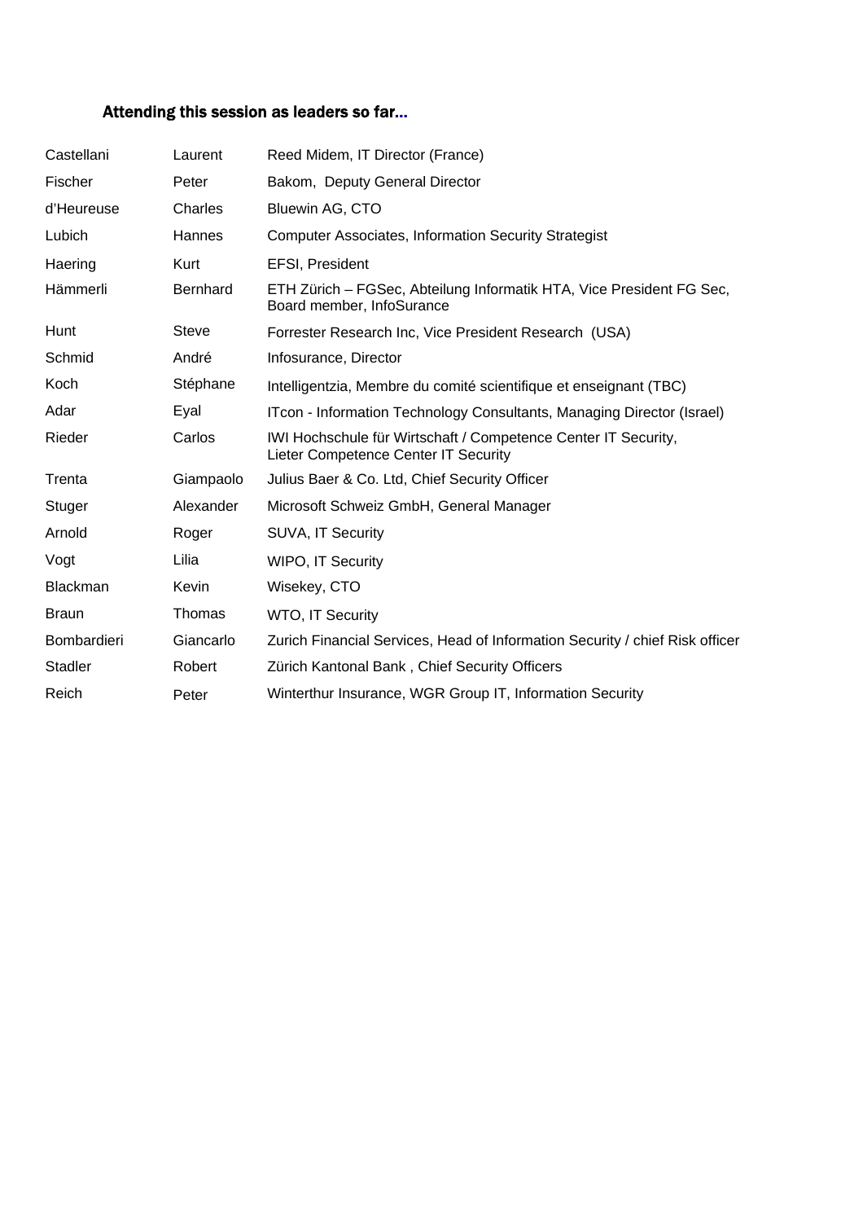### Attending this session as leaders so far…

| | | |
|---|---|---|
| Castellani | Laurent | Reed Midem, IT Director (France) |
| Fischer | Peter | Bakom,  Deputy General Director |
| d'Heureuse | Charles | Bluewin AG, CTO |
| Lubich | Hannes | Computer Associates, Information Security Strategist |
| Haering | Kurt | EFSI, President |
| Hämmerli | Bernhard | ETH Zürich – FGSec, Abteilung Informatik HTA, Vice President FG Sec, Board member, InfoSurance |
| Hunt | Steve | Forrester Research Inc, Vice President Research  (USA) |
| Schmid | André | Infosurance, Director |
| Koch | Stéphane | Intelligentzia, Membre du comité scientifique et enseignant (TBC) |
| Adar | Eyal | ITcon - Information Technology Consultants, Managing Director (Israel) |
| Rieder | Carlos | IWI Hochschule für Wirtschaft / Competence Center IT Security, Lieter Competence Center IT Security |
| Trenta | Giampaolo | Julius Baer & Co. Ltd, Chief Security Officer |
| Stuger | Alexander | Microsoft Schweiz GmbH, General Manager |
| Arnold | Roger | SUVA, IT Security |
| Vogt | Lilia | WIPO, IT Security |
| Blackman | Kevin | Wisekey, CTO |
| Braun | Thomas | WTO, IT Security |
| Bombardieri | Giancarlo | Zurich Financial Services, Head of Information Security / chief Risk officer |
| Stadler | Robert | Zürich Kantonal Bank , Chief Security Officers |
| Reich | Peter | Winterthur Insurance, WGR Group IT, Information Security |